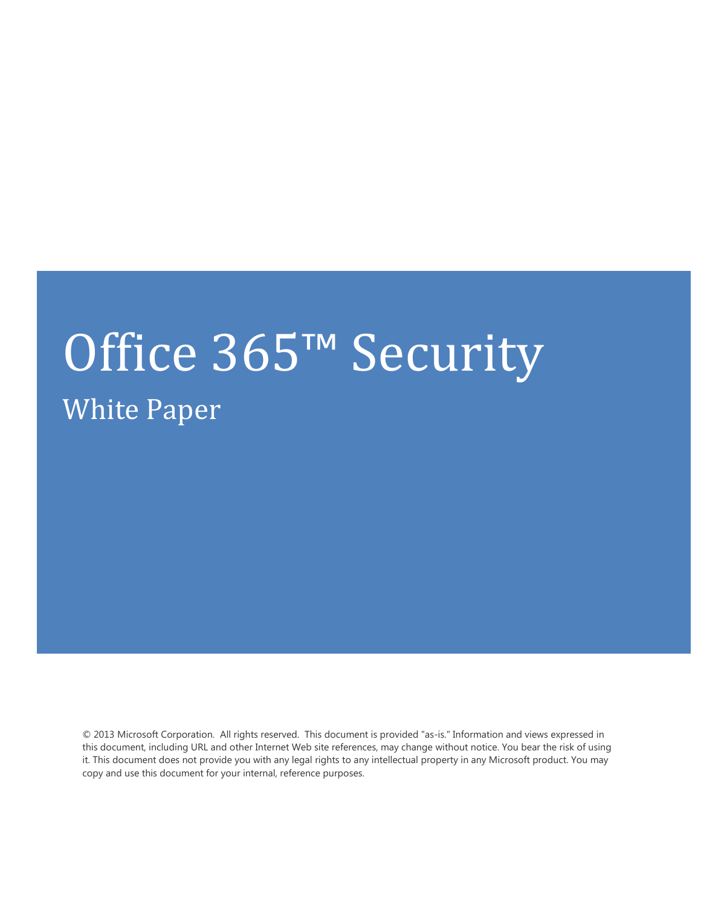# Office 365™ Security

## White Paper

© 2013 Microsoft Corporation. All rights reserved. This document is provided "as-is." Information and views expressed in this document, including URL and other Internet Web site references, may change without notice. You bear the risk of using it. This document does not provide you with any legal rights to any intellectual property in any Microsoft product. You may copy and use this document for your internal, reference purposes.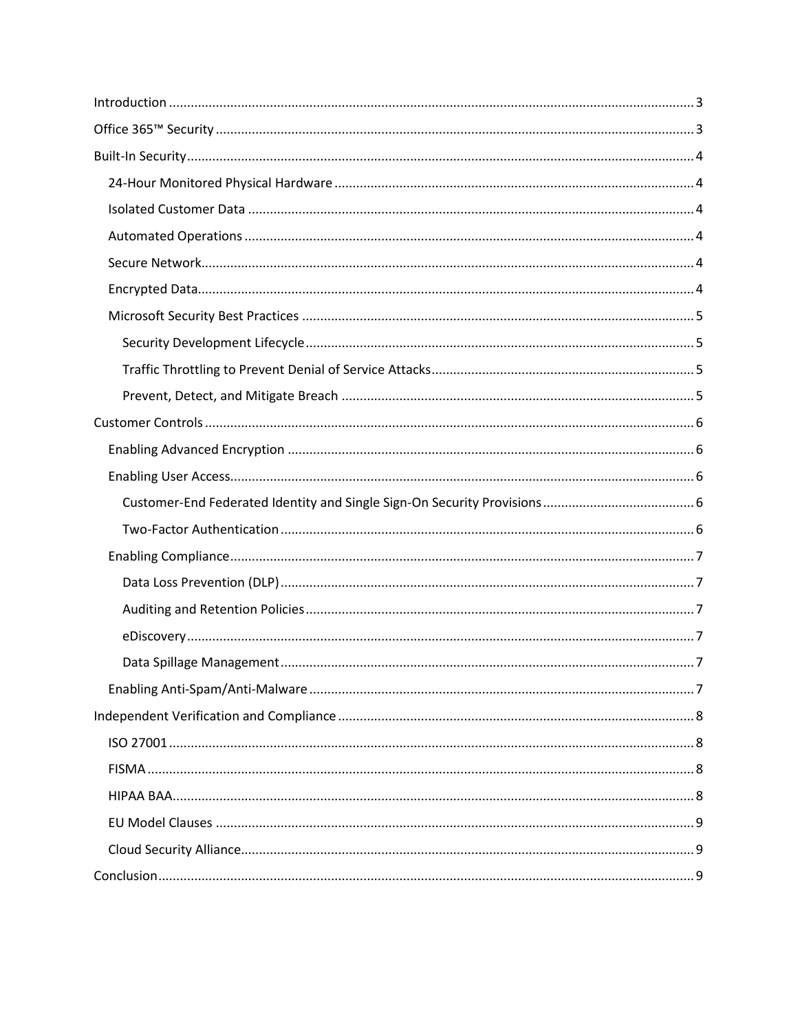- Introduction ..... 3
- Office 365™ Security ..... 3
- Built-In Security ..... 4
  - 24-Hour Monitored Physical Hardware ..... 4
  - Isolated Customer Data ..... 4
  - Automated Operations ..... 4
  - Secure Network ..... 4
  - Encrypted Data ..... 4
  - Microsoft Security Best Practices ..... 5
    - Security Development Lifecycle ..... 5
    - Traffic Throttling to Prevent Denial of Service Attacks ..... 5
    - Prevent, Detect, and Mitigate Breach ..... 5
- Customer Controls ..... 6
  - Enabling Advanced Encryption ..... 6
  - Enabling User Access ..... 6
    - Customer-End Federated Identity and Single Sign-On Security Provisions ..... 6
    - Two-Factor Authentication ..... 6
  - Enabling Compliance ..... 7
    - Data Loss Prevention (DLP) ..... 7
    - Auditing and Retention Policies ..... 7
    - eDiscovery ..... 7
    - Data Spillage Management ..... 7
  - Enabling Anti-Spam/Anti-Malware ..... 7
- Independent Verification and Compliance ..... 8
  - ISO 27001 ..... 8
  - FISMA ..... 8
  - HIPAA BAA ..... 8
  - EU Model Clauses ..... 9
  - Cloud Security Alliance ..... 9
- Conclusion ..... 9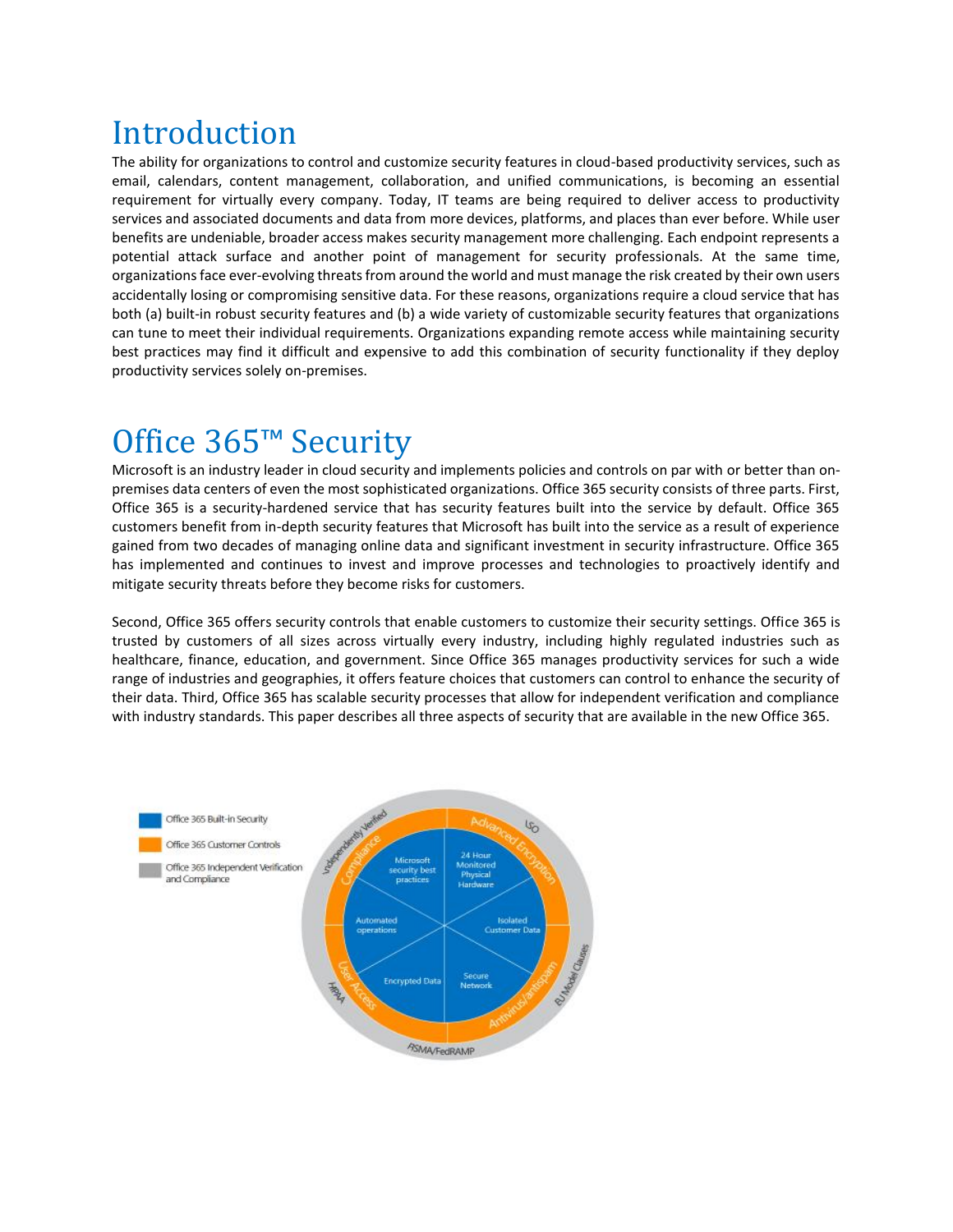# Introduction

The ability for organizations to control and customize security features in cloud-based productivity services, such as email, calendars, content management, collaboration, and unified communications, is becoming an essential requirement for virtually every company. Today, IT teams are being required to deliver access to productivity services and associated documents and data from more devices, platforms, and places than ever before. While user benefits are undeniable, broader access makes security management more challenging. Each endpoint represents a potential attack surface and another point of management for security professionals. At the same time, organizations face ever-evolving threats from around the world and must manage the risk created by their own users accidentally losing or compromising sensitive data. For these reasons, organizations require a cloud service that has both (a) built-in robust security features and (b) a wide variety of customizable security features that organizations can tune to meet their individual requirements. Organizations expanding remote access while maintaining security best practices may find it difficult and expensive to add this combination of security functionality if they deploy productivity services solely on-premises.

# Office 365™ Security

Microsoft is an industry leader in cloud security and implements policies and controls on par with or better than on-premises data centers of even the most sophisticated organizations. Office 365 security consists of three parts. First, Office 365 is a security-hardened service that has security features built into the service by default. Office 365 customers benefit from in-depth security features that Microsoft has built into the service as a result of experience gained from two decades of managing online data and significant investment in security infrastructure. Office 365 has implemented and continues to invest and improve processes and technologies to proactively identify and mitigate security threats before they become risks for customers.

Second, Office 365 offers security controls that enable customers to customize their security settings. Office 365 is trusted by customers of all sizes across virtually every industry, including highly regulated industries such as healthcare, finance, education, and government. Since Office 365 manages productivity services for such a wide range of industries and geographies, it offers feature choices that customers can control to enhance the security of their data. Third, Office 365 has scalable security processes that allow for independent verification and compliance with industry standards. This paper describes all three aspects of security that are available in the new Office 365.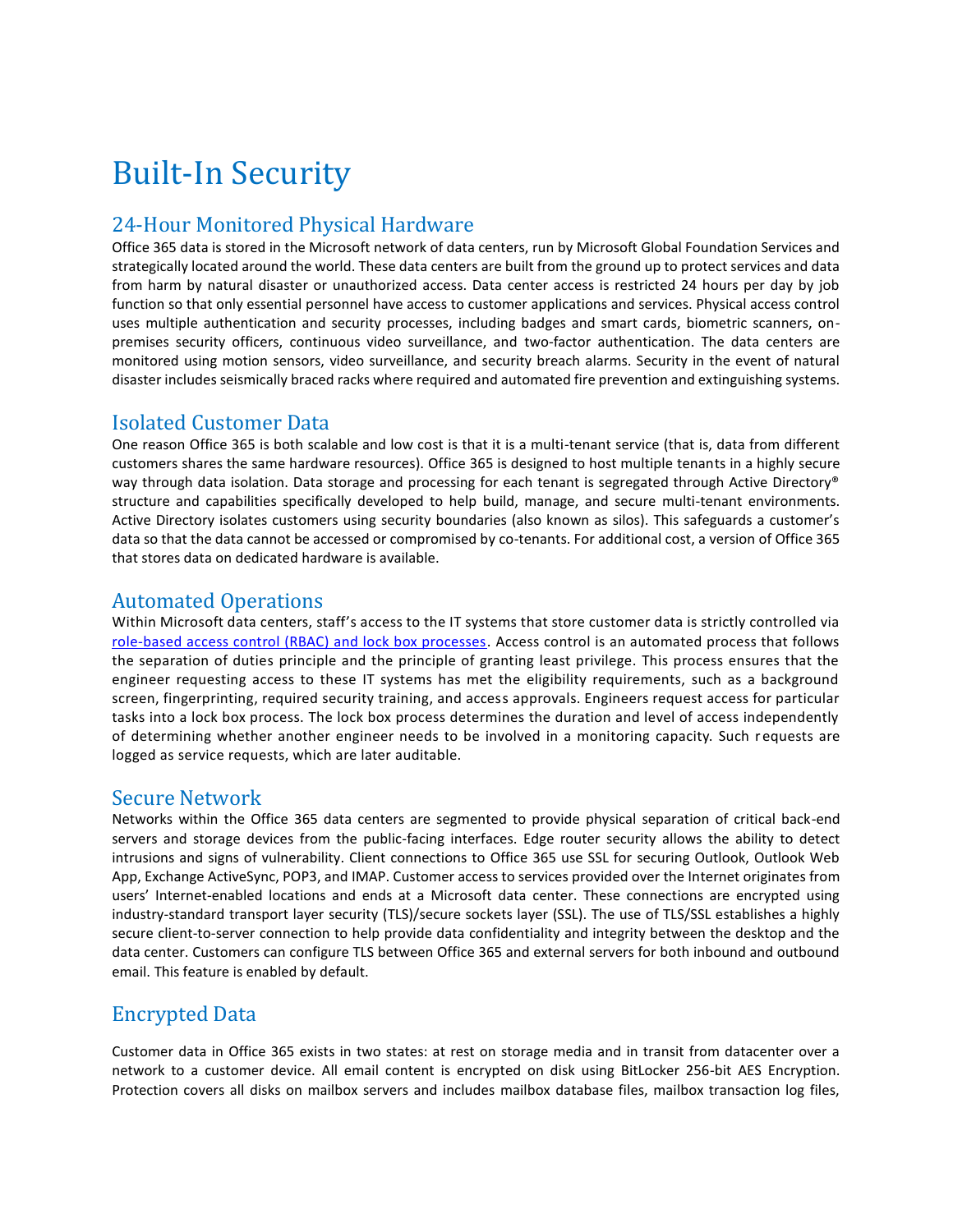# Built-In Security

## 24-Hour Monitored Physical Hardware

Office 365 data is stored in the Microsoft network of data centers, run by Microsoft Global Foundation Services and strategically located around the world. These data centers are built from the ground up to protect services and data from harm by natural disaster or unauthorized access. Data center access is restricted 24 hours per day by job function so that only essential personnel have access to customer applications and services. Physical access control uses multiple authentication and security processes, including badges and smart cards, biometric scanners, on-premises security officers, continuous video surveillance, and two-factor authentication. The data centers are monitored using motion sensors, video surveillance, and security breach alarms. Security in the event of natural disaster includes seismically braced racks where required and automated fire prevention and extinguishing systems.

## Isolated Customer Data

One reason Office 365 is both scalable and low cost is that it is a multi-tenant service (that is, data from different customers shares the same hardware resources). Office 365 is designed to host multiple tenants in a highly secure way through data isolation. Data storage and processing for each tenant is segregated through Active Directory® structure and capabilities specifically developed to help build, manage, and secure multi-tenant environments. Active Directory isolates customers using security boundaries (also known as silos). This safeguards a customer's data so that the data cannot be accessed or compromised by co-tenants. For additional cost, a version of Office 365 that stores data on dedicated hardware is available.

## Automated Operations

Within Microsoft data centers, staff's access to the IT systems that store customer data is strictly controlled via role-based access control (RBAC) and lock box processes. Access control is an automated process that follows the separation of duties principle and the principle of granting least privilege. This process ensures that the engineer requesting access to these IT systems has met the eligibility requirements, such as a background screen, fingerprinting, required security training, and access approvals. Engineers request access for particular tasks into a lock box process. The lock box process determines the duration and level of access independently of determining whether another engineer needs to be involved in a monitoring capacity. Such requests are logged as service requests, which are later auditable.

## Secure Network

Networks within the Office 365 data centers are segmented to provide physical separation of critical back-end servers and storage devices from the public-facing interfaces. Edge router security allows the ability to detect intrusions and signs of vulnerability. Client connections to Office 365 use SSL for securing Outlook, Outlook Web App, Exchange ActiveSync, POP3, and IMAP. Customer access to services provided over the Internet originates from users' Internet-enabled locations and ends at a Microsoft data center. These connections are encrypted using industry-standard transport layer security (TLS)/secure sockets layer (SSL). The use of TLS/SSL establishes a highly secure client-to-server connection to help provide data confidentiality and integrity between the desktop and the data center. Customers can configure TLS between Office 365 and external servers for both inbound and outbound email. This feature is enabled by default.

## Encrypted Data

Customer data in Office 365 exists in two states: at rest on storage media and in transit from datacenter over a network to a customer device. All email content is encrypted on disk using BitLocker 256-bit AES Encryption. Protection covers all disks on mailbox servers and includes mailbox database files, mailbox transaction log files,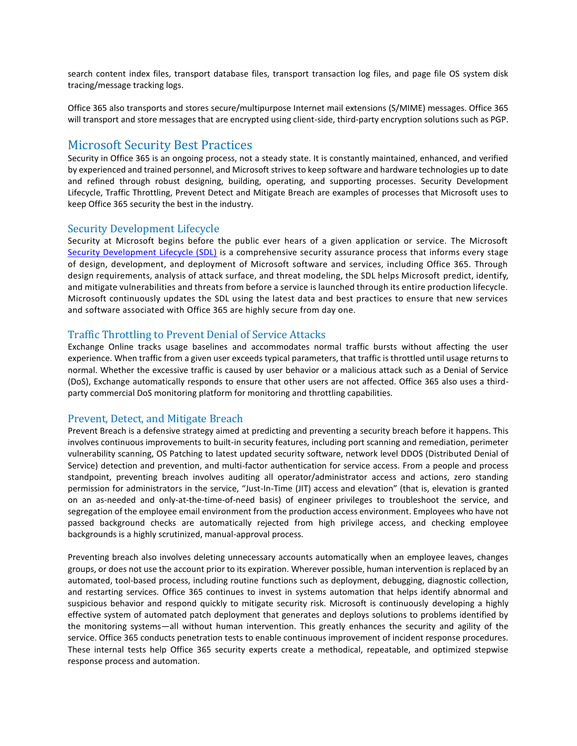search content index files, transport database files, transport transaction log files, and page file OS system disk tracing/message tracking logs.

Office 365 also transports and stores secure/multipurpose Internet mail extensions (S/MIME) messages. Office 365 will transport and store messages that are encrypted using client-side, third-party encryption solutions such as PGP.

## Microsoft Security Best Practices

Security in Office 365 is an ongoing process, not a steady state. It is constantly maintained, enhanced, and verified by experienced and trained personnel, and Microsoft strives to keep software and hardware technologies up to date and refined through robust designing, building, operating, and supporting processes. Security Development Lifecycle, Traffic Throttling, Prevent Detect and Mitigate Breach are examples of processes that Microsoft uses to keep Office 365 security the best in the industry.

### Security Development Lifecycle

Security at Microsoft begins before the public ever hears of a given application or service. The Microsoft Security Development Lifecycle (SDL) is a comprehensive security assurance process that informs every stage of design, development, and deployment of Microsoft software and services, including Office 365. Through design requirements, analysis of attack surface, and threat modeling, the SDL helps Microsoft predict, identify, and mitigate vulnerabilities and threats from before a service is launched through its entire production lifecycle. Microsoft continuously updates the SDL using the latest data and best practices to ensure that new services and software associated with Office 365 are highly secure from day one.

### Traffic Throttling to Prevent Denial of Service Attacks

Exchange Online tracks usage baselines and accommodates normal traffic bursts without affecting the user experience. When traffic from a given user exceeds typical parameters, that traffic is throttled until usage returns to normal. Whether the excessive traffic is caused by user behavior or a malicious attack such as a Denial of Service (DoS), Exchange automatically responds to ensure that other users are not affected. Office 365 also uses a third-party commercial DoS monitoring platform for monitoring and throttling capabilities.

### Prevent, Detect, and Mitigate Breach

Prevent Breach is a defensive strategy aimed at predicting and preventing a security breach before it happens. This involves continuous improvements to built-in security features, including port scanning and remediation, perimeter vulnerability scanning, OS Patching to latest updated security software, network level DDOS (Distributed Denial of Service) detection and prevention, and multi-factor authentication for service access. From a people and process standpoint, preventing breach involves auditing all operator/administrator access and actions, zero standing permission for administrators in the service, "Just-In-Time (JIT) access and elevation" (that is, elevation is granted on an as-needed and only-at-the-time-of-need basis) of engineer privileges to troubleshoot the service, and segregation of the employee email environment from the production access environment. Employees who have not passed background checks are automatically rejected from high privilege access, and checking employee backgrounds is a highly scrutinized, manual-approval process.

Preventing breach also involves deleting unnecessary accounts automatically when an employee leaves, changes groups, or does not use the account prior to its expiration. Wherever possible, human intervention is replaced by an automated, tool-based process, including routine functions such as deployment, debugging, diagnostic collection, and restarting services. Office 365 continues to invest in systems automation that helps identify abnormal and suspicious behavior and respond quickly to mitigate security risk. Microsoft is continuously developing a highly effective system of automated patch deployment that generates and deploys solutions to problems identified by the monitoring systems—all without human intervention. This greatly enhances the security and agility of the service. Office 365 conducts penetration tests to enable continuous improvement of incident response procedures. These internal tests help Office 365 security experts create a methodical, repeatable, and optimized stepwise response process and automation.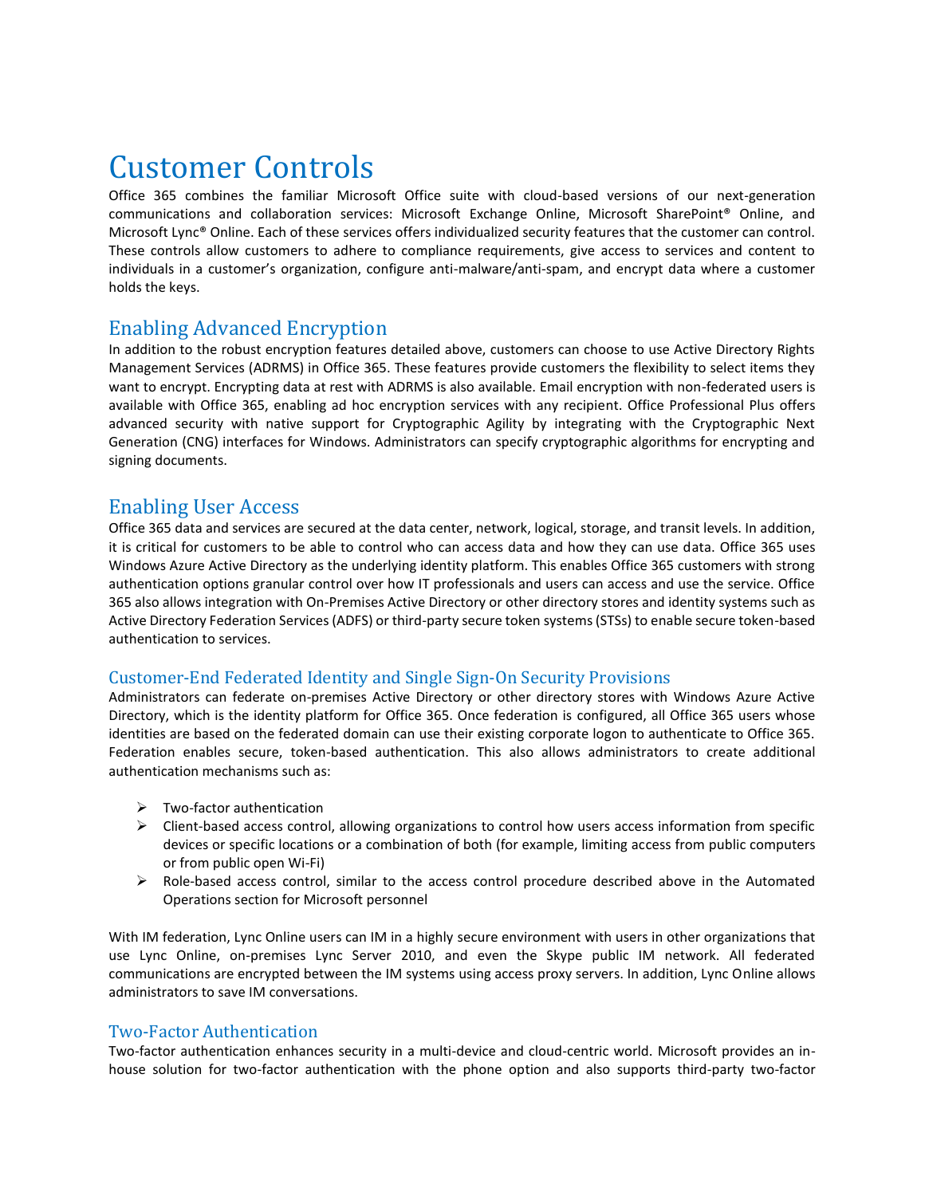# Customer Controls

Office 365 combines the familiar Microsoft Office suite with cloud-based versions of our next-generation communications and collaboration services: Microsoft Exchange Online, Microsoft SharePoint® Online, and Microsoft Lync® Online. Each of these services offers individualized security features that the customer can control. These controls allow customers to adhere to compliance requirements, give access to services and content to individuals in a customer's organization, configure anti-malware/anti-spam, and encrypt data where a customer holds the keys.

## Enabling Advanced Encryption

In addition to the robust encryption features detailed above, customers can choose to use Active Directory Rights Management Services (ADRMS) in Office 365. These features provide customers the flexibility to select items they want to encrypt. Encrypting data at rest with ADRMS is also available. Email encryption with non-federated users is available with Office 365, enabling ad hoc encryption services with any recipient. Office Professional Plus offers advanced security with native support for Cryptographic Agility by integrating with the Cryptographic Next Generation (CNG) interfaces for Windows. Administrators can specify cryptographic algorithms for encrypting and signing documents.

## Enabling User Access

Office 365 data and services are secured at the data center, network, logical, storage, and transit levels. In addition, it is critical for customers to be able to control who can access data and how they can use data. Office 365 uses Windows Azure Active Directory as the underlying identity platform. This enables Office 365 customers with strong authentication options granular control over how IT professionals and users can access and use the service. Office 365 also allows integration with On-Premises Active Directory or other directory stores and identity systems such as Active Directory Federation Services (ADFS) or third-party secure token systems (STSs) to enable secure token-based authentication to services.

### Customer-End Federated Identity and Single Sign-On Security Provisions

Administrators can federate on-premises Active Directory or other directory stores with Windows Azure Active Directory, which is the identity platform for Office 365. Once federation is configured, all Office 365 users whose identities are based on the federated domain can use their existing corporate logon to authenticate to Office 365. Federation enables secure, token-based authentication. This also allows administrators to create additional authentication mechanisms such as:

- Two-factor authentication
- Client-based access control, allowing organizations to control how users access information from specific devices or specific locations or a combination of both (for example, limiting access from public computers or from public open Wi-Fi)
- Role-based access control, similar to the access control procedure described above in the Automated Operations section for Microsoft personnel

With IM federation, Lync Online users can IM in a highly secure environment with users in other organizations that use Lync Online, on-premises Lync Server 2010, and even the Skype public IM network. All federated communications are encrypted between the IM systems using access proxy servers. In addition, Lync Online allows administrators to save IM conversations.

### Two-Factor Authentication

Two-factor authentication enhances security in a multi-device and cloud-centric world. Microsoft provides an in-house solution for two-factor authentication with the phone option and also supports third-party two-factor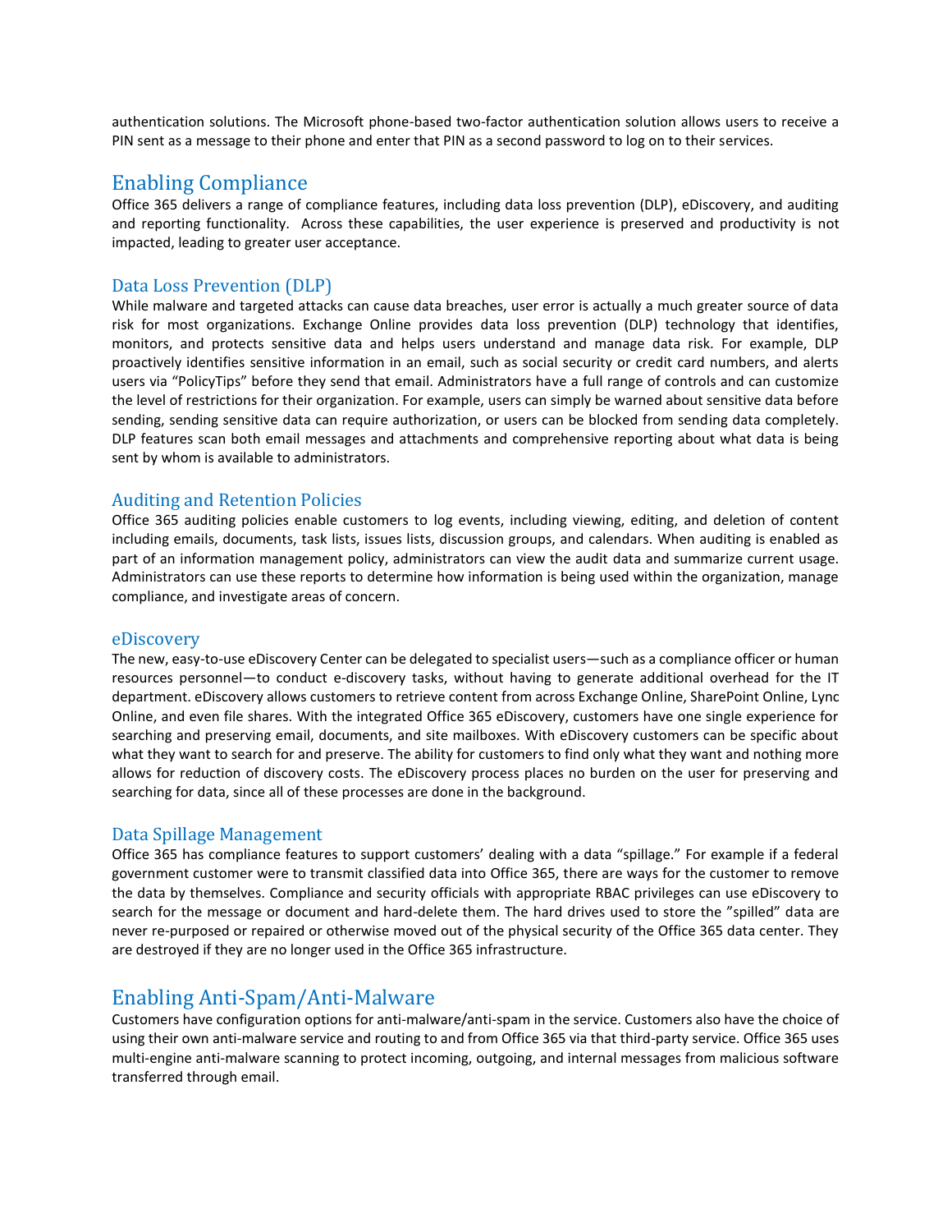authentication solutions. The Microsoft phone-based two-factor authentication solution allows users to receive a PIN sent as a message to their phone and enter that PIN as a second password to log on to their services.

## Enabling Compliance

Office 365 delivers a range of compliance features, including data loss prevention (DLP), eDiscovery, and auditing and reporting functionality. Across these capabilities, the user experience is preserved and productivity is not impacted, leading to greater user acceptance.

### Data Loss Prevention (DLP)

While malware and targeted attacks can cause data breaches, user error is actually a much greater source of data risk for most organizations. Exchange Online provides data loss prevention (DLP) technology that identifies, monitors, and protects sensitive data and helps users understand and manage data risk. For example, DLP proactively identifies sensitive information in an email, such as social security or credit card numbers, and alerts users via “PolicyTips” before they send that email. Administrators have a full range of controls and can customize the level of restrictions for their organization. For example, users can simply be warned about sensitive data before sending, sending sensitive data can require authorization, or users can be blocked from sending data completely. DLP features scan both email messages and attachments and comprehensive reporting about what data is being sent by whom is available to administrators.

### Auditing and Retention Policies

Office 365 auditing policies enable customers to log events, including viewing, editing, and deletion of content including emails, documents, task lists, issues lists, discussion groups, and calendars. When auditing is enabled as part of an information management policy, administrators can view the audit data and summarize current usage. Administrators can use these reports to determine how information is being used within the organization, manage compliance, and investigate areas of concern.

### eDiscovery

The new, easy-to-use eDiscovery Center can be delegated to specialist users—such as a compliance officer or human resources personnel—to conduct e-discovery tasks, without having to generate additional overhead for the IT department. eDiscovery allows customers to retrieve content from across Exchange Online, SharePoint Online, Lync Online, and even file shares. With the integrated Office 365 eDiscovery, customers have one single experience for searching and preserving email, documents, and site mailboxes. With eDiscovery customers can be specific about what they want to search for and preserve. The ability for customers to find only what they want and nothing more allows for reduction of discovery costs. The eDiscovery process places no burden on the user for preserving and searching for data, since all of these processes are done in the background.

### Data Spillage Management

Office 365 has compliance features to support customers’ dealing with a data “spillage.” For example if a federal government customer were to transmit classified data into Office 365, there are ways for the customer to remove the data by themselves. Compliance and security officials with appropriate RBAC privileges can use eDiscovery to search for the message or document and hard-delete them. The hard drives used to store the ”spilled” data are never re-purposed or repaired or otherwise moved out of the physical security of the Office 365 data center. They are destroyed if they are no longer used in the Office 365 infrastructure.

## Enabling Anti-Spam/Anti-Malware

Customers have configuration options for anti-malware/anti-spam in the service. Customers also have the choice of using their own anti-malware service and routing to and from Office 365 via that third-party service. Office 365 uses multi-engine anti-malware scanning to protect incoming, outgoing, and internal messages from malicious software transferred through email.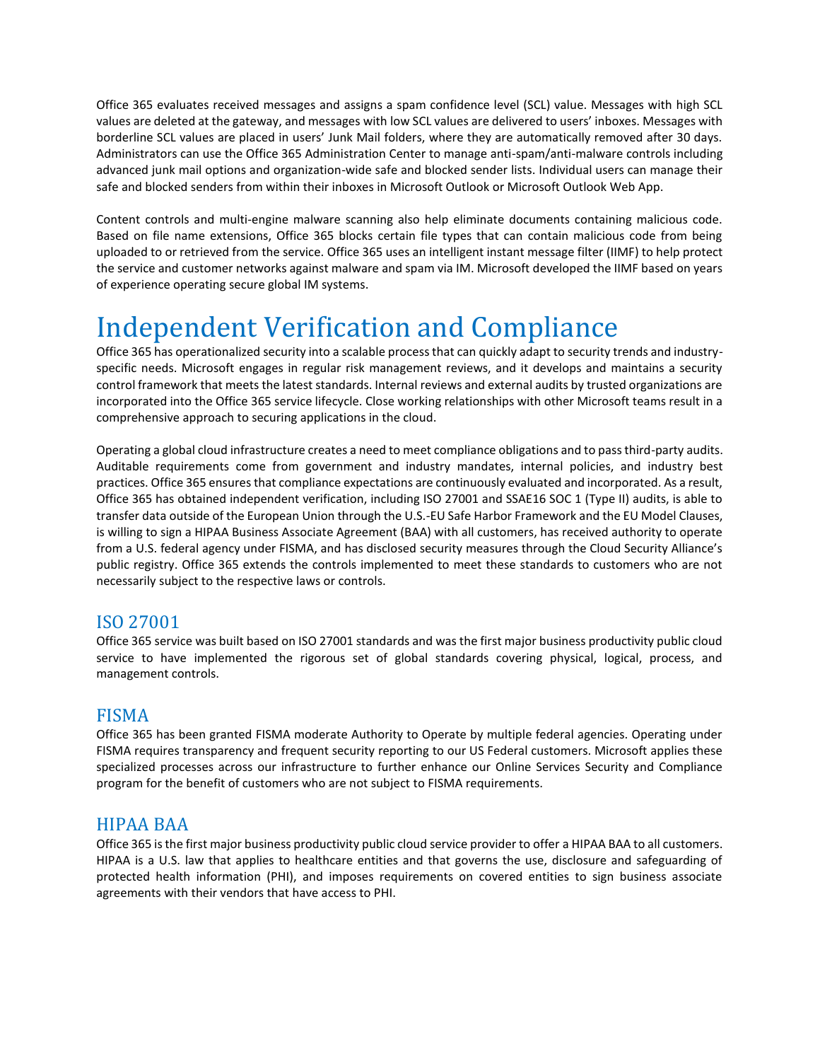Office 365 evaluates received messages and assigns a spam confidence level (SCL) value. Messages with high SCL values are deleted at the gateway, and messages with low SCL values are delivered to users' inboxes. Messages with borderline SCL values are placed in users' Junk Mail folders, where they are automatically removed after 30 days. Administrators can use the Office 365 Administration Center to manage anti-spam/anti-malware controls including advanced junk mail options and organization-wide safe and blocked sender lists. Individual users can manage their safe and blocked senders from within their inboxes in Microsoft Outlook or Microsoft Outlook Web App.

Content controls and multi-engine malware scanning also help eliminate documents containing malicious code. Based on file name extensions, Office 365 blocks certain file types that can contain malicious code from being uploaded to or retrieved from the service. Office 365 uses an intelligent instant message filter (IIMF) to help protect the service and customer networks against malware and spam via IM. Microsoft developed the IIMF based on years of experience operating secure global IM systems.

# Independent Verification and Compliance

Office 365 has operationalized security into a scalable process that can quickly adapt to security trends and industry-specific needs. Microsoft engages in regular risk management reviews, and it develops and maintains a security control framework that meets the latest standards. Internal reviews and external audits by trusted organizations are incorporated into the Office 365 service lifecycle. Close working relationships with other Microsoft teams result in a comprehensive approach to securing applications in the cloud.

Operating a global cloud infrastructure creates a need to meet compliance obligations and to pass third-party audits. Auditable requirements come from government and industry mandates, internal policies, and industry best practices. Office 365 ensures that compliance expectations are continuously evaluated and incorporated. As a result, Office 365 has obtained independent verification, including ISO 27001 and SSAE16 SOC 1 (Type II) audits, is able to transfer data outside of the European Union through the U.S.-EU Safe Harbor Framework and the EU Model Clauses, is willing to sign a HIPAA Business Associate Agreement (BAA) with all customers, has received authority to operate from a U.S. federal agency under FISMA, and has disclosed security measures through the Cloud Security Alliance's public registry. Office 365 extends the controls implemented to meet these standards to customers who are not necessarily subject to the respective laws or controls.

## ISO 27001

Office 365 service was built based on ISO 27001 standards and was the first major business productivity public cloud service to have implemented the rigorous set of global standards covering physical, logical, process, and management controls.

## FISMA

Office 365 has been granted FISMA moderate Authority to Operate by multiple federal agencies. Operating under FISMA requires transparency and frequent security reporting to our US Federal customers. Microsoft applies these specialized processes across our infrastructure to further enhance our Online Services Security and Compliance program for the benefit of customers who are not subject to FISMA requirements.

## HIPAA BAA

Office 365 is the first major business productivity public cloud service provider to offer a HIPAA BAA to all customers. HIPAA is a U.S. law that applies to healthcare entities and that governs the use, disclosure and safeguarding of protected health information (PHI), and imposes requirements on covered entities to sign business associate agreements with their vendors that have access to PHI.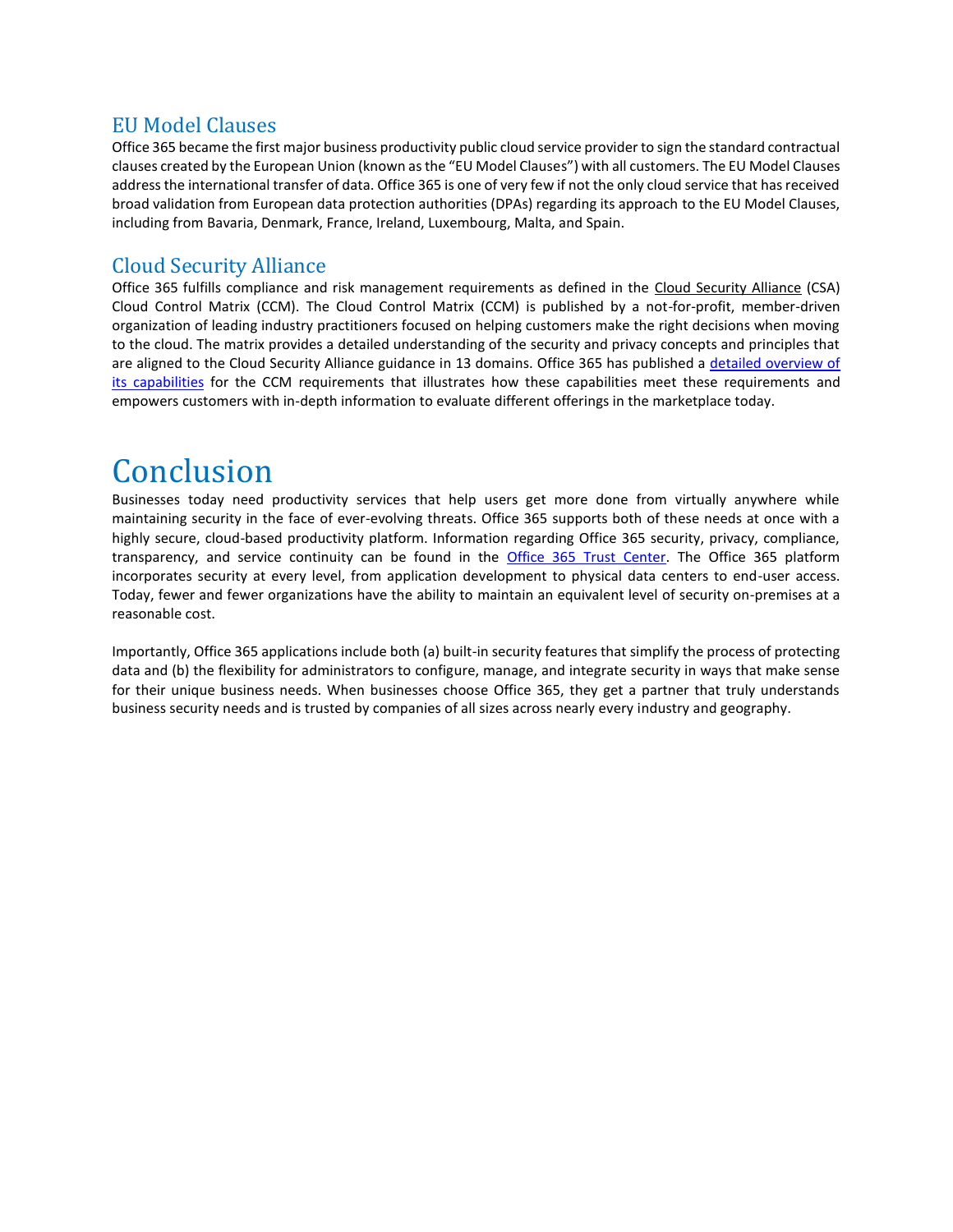## EU Model Clauses

Office 365 became the first major business productivity public cloud service provider to sign the standard contractual clauses created by the European Union (known as the "EU Model Clauses") with all customers. The EU Model Clauses address the international transfer of data. Office 365 is one of very few if not the only cloud service that has received broad validation from European data protection authorities (DPAs) regarding its approach to the EU Model Clauses, including from Bavaria, Denmark, France, Ireland, Luxembourg, Malta, and Spain.

## Cloud Security Alliance

Office 365 fulfills compliance and risk management requirements as defined in the Cloud Security Alliance (CSA) Cloud Control Matrix (CCM). The Cloud Control Matrix (CCM) is published by a not-for-profit, member-driven organization of leading industry practitioners focused on helping customers make the right decisions when moving to the cloud. The matrix provides a detailed understanding of the security and privacy concepts and principles that are aligned to the Cloud Security Alliance guidance in 13 domains. Office 365 has published a detailed overview of its capabilities for the CCM requirements that illustrates how these capabilities meet these requirements and empowers customers with in-depth information to evaluate different offerings in the marketplace today.

# Conclusion

Businesses today need productivity services that help users get more done from virtually anywhere while maintaining security in the face of ever-evolving threats. Office 365 supports both of these needs at once with a highly secure, cloud-based productivity platform. Information regarding Office 365 security, privacy, compliance, transparency, and service continuity can be found in the Office 365 Trust Center. The Office 365 platform incorporates security at every level, from application development to physical data centers to end-user access. Today, fewer and fewer organizations have the ability to maintain an equivalent level of security on-premises at a reasonable cost.

Importantly, Office 365 applications include both (a) built-in security features that simplify the process of protecting data and (b) the flexibility for administrators to configure, manage, and integrate security in ways that make sense for their unique business needs. When businesses choose Office 365, they get a partner that truly understands business security needs and is trusted by companies of all sizes across nearly every industry and geography.